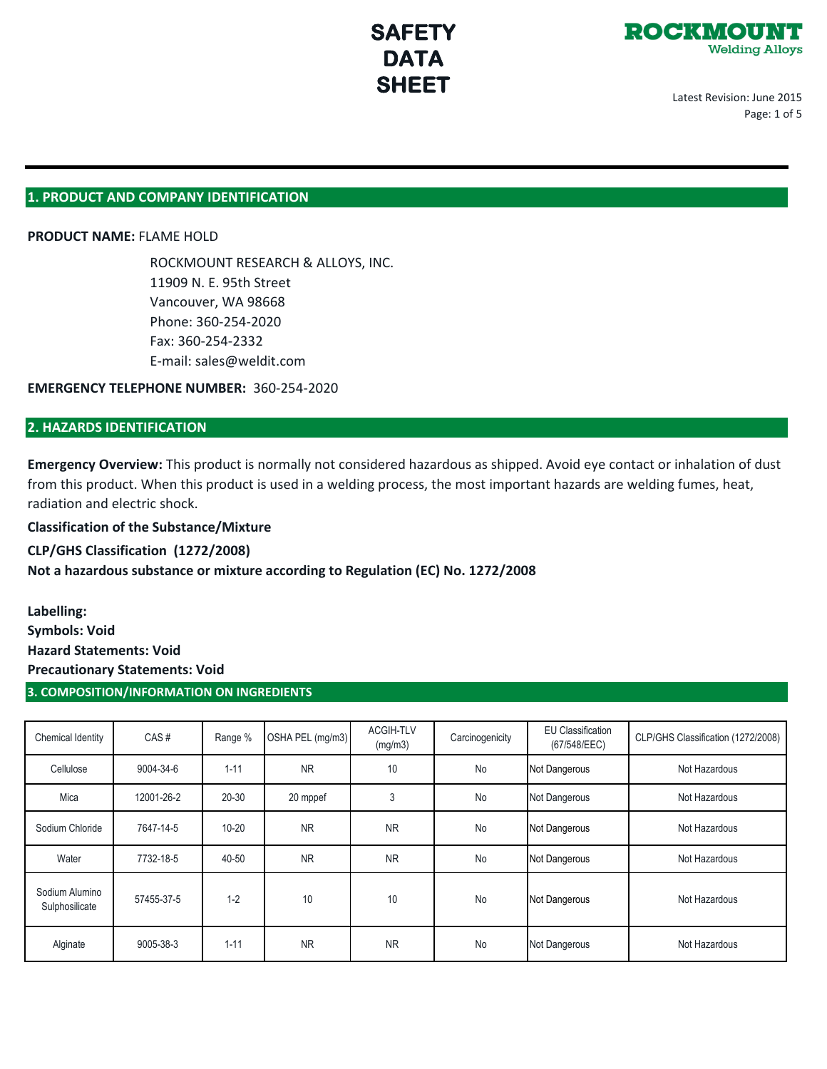# SAFETY DATA SHEET

ROCKMOUNT Welding Alloys

Latest Revision: June 2015

## 1. PRODUCT AND COMPANY IDENTIFICATION

**PRODUCT NAME:** FLAME HOLD

ROCKMOUNT RESEARCH & ALLOYS, INC.
11909 N. E. 95th Street
Vancouver, WA 98668
Phone: 360-254-2020
Fax: 360-254-2332
E-mail: sales@weldit.com

**EMERGENCY TELEPHONE NUMBER:** 360-254-2020

## 2. HAZARDS IDENTIFICATION

**Emergency Overview:** This product is normally not considered hazardous as shipped. Avoid eye contact or inhalation of dust from this product. When this product is used in a welding process, the most important hazards are welding fumes, heat, radiation and electric shock.

**Classification of the Substance/Mixture**

**CLP/GHS Classification (1272/2008)**

**Not a hazardous substance or mixture according to Regulation (EC) No. 1272/2008**

**Labelling:**

**Symbols: Void**

**Hazard Statements: Void**

**Precautionary Statements: Void**

## 3. COMPOSITION/INFORMATION ON INGREDIENTS

| Chemical Identity | CAS # | Range % | OSHA PEL (mg/m3) | ACGIH-TLV (mg/m3) | Carcinogenicity | EU Classification (67/548/EEC) | CLP/GHS Classification (1272/2008) |
|---|---|---|---|---|---|---|---|
| Cellulose | 9004-34-6 | 1-11 | NR | 10 | No | Not Dangerous | Not Hazardous |
| Mica | 12001-26-2 | 20-30 | 20 mppef | 3 | No | Not Dangerous | Not Hazardous |
| Sodium Chloride | 7647-14-5 | 10-20 | NR | NR | No | Not Dangerous | Not Hazardous |
| Water | 7732-18-5 | 40-50 | NR | NR | No | Not Dangerous | Not Hazardous |
| Sodium Alumino Sulphosilicate | 57455-37-5 | 1-2 | 10 | 10 | No | Not Dangerous | Not Hazardous |
| Alginate | 9005-38-3 | 1-11 | NR | NR | No | Not Dangerous | Not Hazardous |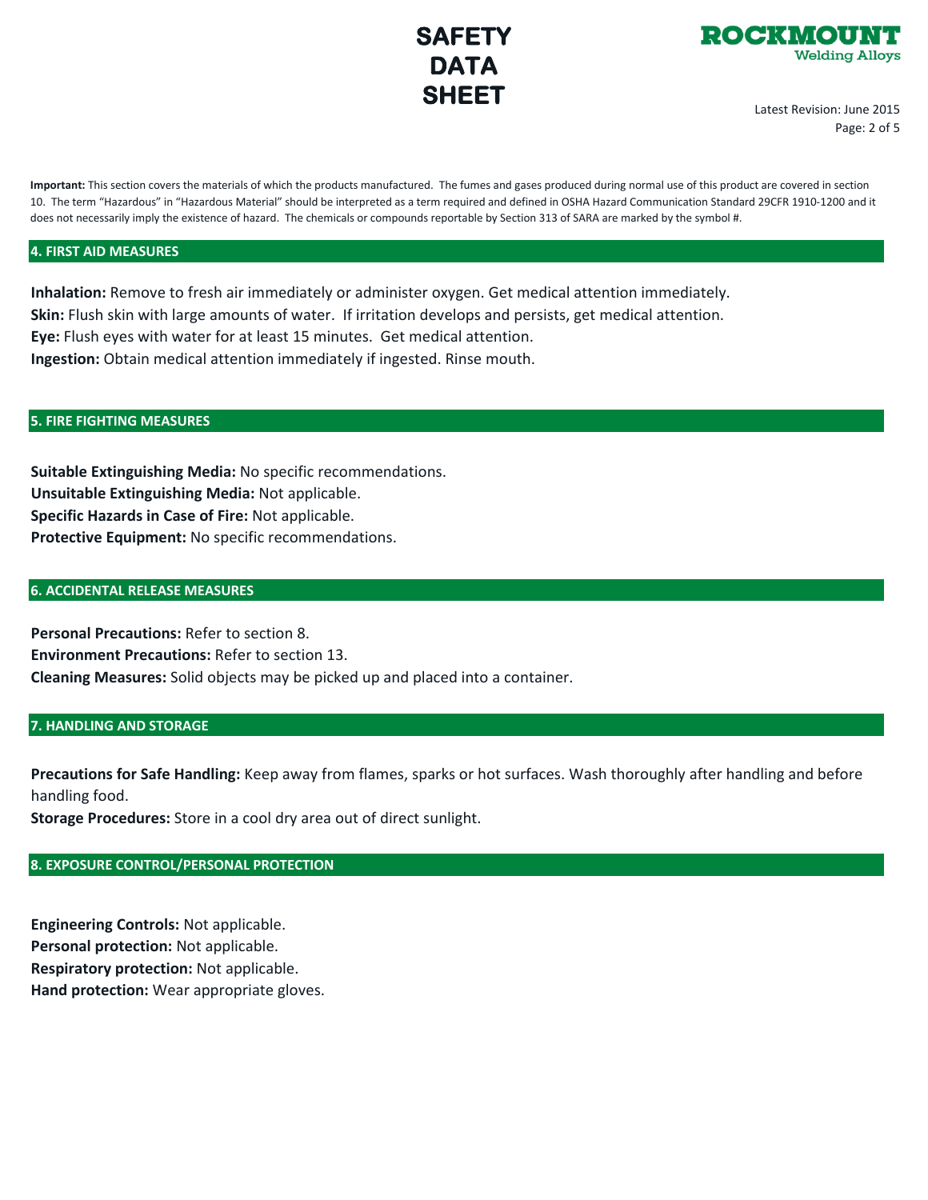**Important:** This section covers the materials of which the products manufactured. The fumes and gases produced during normal use of this product are covered in section 10. The term "Hazardous" in "Hazardous Material" should be interpreted as a term required and defined in OSHA Hazard Communication Standard 29CFR 1910-1200 and it does not necessarily imply the existence of hazard. The chemicals or compounds reportable by Section 313 of SARA are marked by the symbol #.

## 4. FIRST AID MEASURES

**Inhalation:** Remove to fresh air immediately or administer oxygen. Get medical attention immediately.
**Skin:** Flush skin with large amounts of water. If irritation develops and persists, get medical attention.
**Eye:** Flush eyes with water for at least 15 minutes. Get medical attention.
**Ingestion:** Obtain medical attention immediately if ingested. Rinse mouth.

## 5. FIRE FIGHTING MEASURES

**Suitable Extinguishing Media:** No specific recommendations.
**Unsuitable Extinguishing Media:** Not applicable.
**Specific Hazards in Case of Fire:** Not applicable.
**Protective Equipment:** No specific recommendations.

## 6. ACCIDENTAL RELEASE MEASURES

**Personal Precautions:** Refer to section 8.
**Environment Precautions:** Refer to section 13.
**Cleaning Measures:** Solid objects may be picked up and placed into a container.

## 7. HANDLING AND STORAGE

**Precautions for Safe Handling:** Keep away from flames, sparks or hot surfaces. Wash thoroughly after handling and before handling food.
**Storage Procedures:** Store in a cool dry area out of direct sunlight.

## 8. EXPOSURE CONTROL/PERSONAL PROTECTION

**Engineering Controls:** Not applicable.
**Personal protection:** Not applicable.
**Respiratory protection:** Not applicable.
**Hand protection:** Wear appropriate gloves.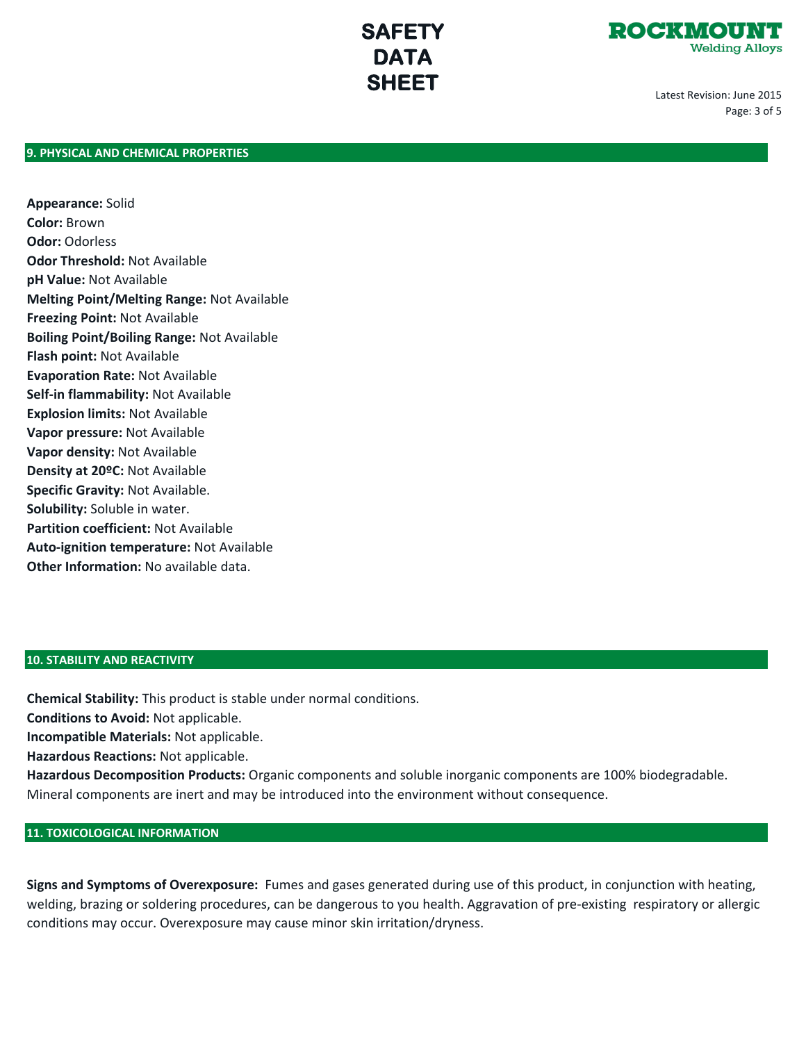## 9. PHYSICAL AND CHEMICAL PROPERTIES

**Appearance:** Solid
**Color:** Brown
**Odor:** Odorless
**Odor Threshold:** Not Available
**pH Value:** Not Available
**Melting Point/Melting Range:** Not Available
**Freezing Point:** Not Available
**Boiling Point/Boiling Range:** Not Available
**Flash point:** Not Available
**Evaporation Rate:** Not Available
**Self-in flammability:** Not Available
**Explosion limits:** Not Available
**Vapor pressure:** Not Available
**Vapor density:** Not Available
**Density at 20ºC:** Not Available
**Specific Gravity:** Not Available.
**Solubility:** Soluble in water.
**Partition coefficient:** Not Available
**Auto-ignition temperature:** Not Available
**Other Information:** No available data.

## 10. STABILITY AND REACTIVITY

**Chemical Stability:** This product is stable under normal conditions.
**Conditions to Avoid:** Not applicable.
**Incompatible Materials:** Not applicable.
**Hazardous Reactions:** Not applicable.
**Hazardous Decomposition Products:** Organic components and soluble inorganic components are 100% biodegradable. Mineral components are inert and may be introduced into the environment without consequence.

## 11. TOXICOLOGICAL INFORMATION

**Signs and Symptoms of Overexposure:** Fumes and gases generated during use of this product, in conjunction with heating, welding, brazing or soldering procedures, can be dangerous to you health. Aggravation of pre-existing respiratory or allergic conditions may occur. Overexposure may cause minor skin irritation/dryness.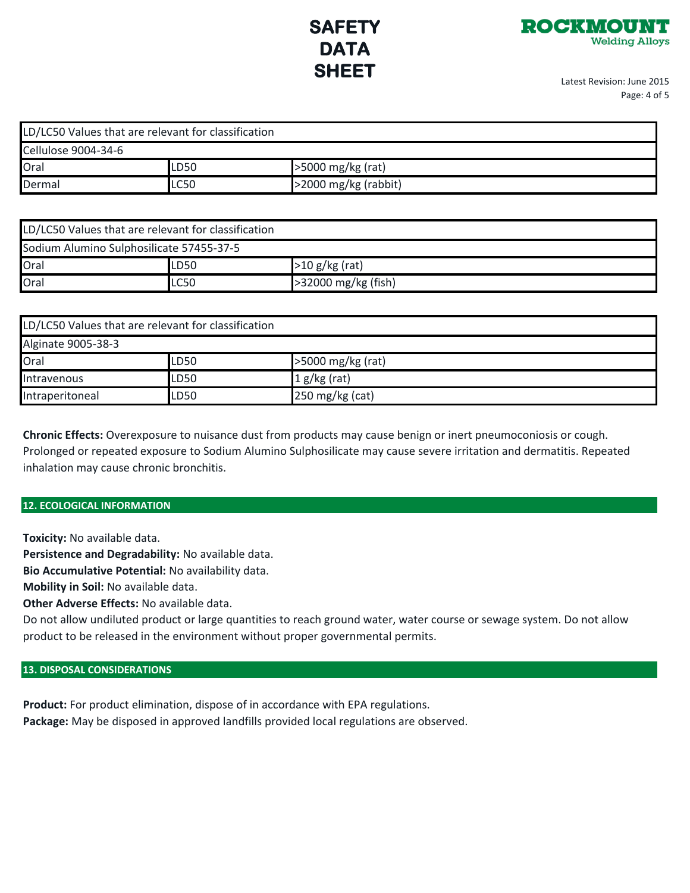| LD/LC50 Values that are relevant for classification | | |
| --- | --- | --- |
| Cellulose 9004-34-6 | | |
| Oral | LD50 | >5000 mg/kg (rat) |
| Dermal | LC50 | >2000 mg/kg (rabbit) |

| LD/LC50 Values that are relevant for classification | | |
| --- | --- | --- |
| Sodium Alumino Sulphosilicate 57455-37-5 | | |
| Oral | LD50 | >10 g/kg (rat) |
| Oral | LC50 | >32000 mg/kg (fish) |

| LD/LC50 Values that are relevant for classification | | |
| --- | --- | --- |
| Alginate 9005-38-3 | | |
| Oral | LD50 | >5000 mg/kg (rat) |
| Intravenous | LD50 | 1 g/kg (rat) |
| Intraperitoneal | LD50 | 250 mg/kg (cat) |

**Chronic Effects:** Overexposure to nuisance dust from products may cause benign or inert pneumoconiosis or cough. Prolonged or repeated exposure to Sodium Alumino Sulphosilicate may cause severe irritation and dermatitis. Repeated inhalation may cause chronic bronchitis.

## 12. ECOLOGICAL INFORMATION

**Toxicity:** No available data.
**Persistence and Degradability:** No available data.
**Bio Accumulative Potential:** No availability data.
**Mobility in Soil:** No available data.
**Other Adverse Effects:** No available data.
Do not allow undiluted product or large quantities to reach ground water, water course or sewage system. Do not allow product to be released in the environment without proper governmental permits.

## 13. DISPOSAL CONSIDERATIONS

**Product:** For product elimination, dispose of in accordance with EPA regulations.
**Package:** May be disposed in approved landfills provided local regulations are observed.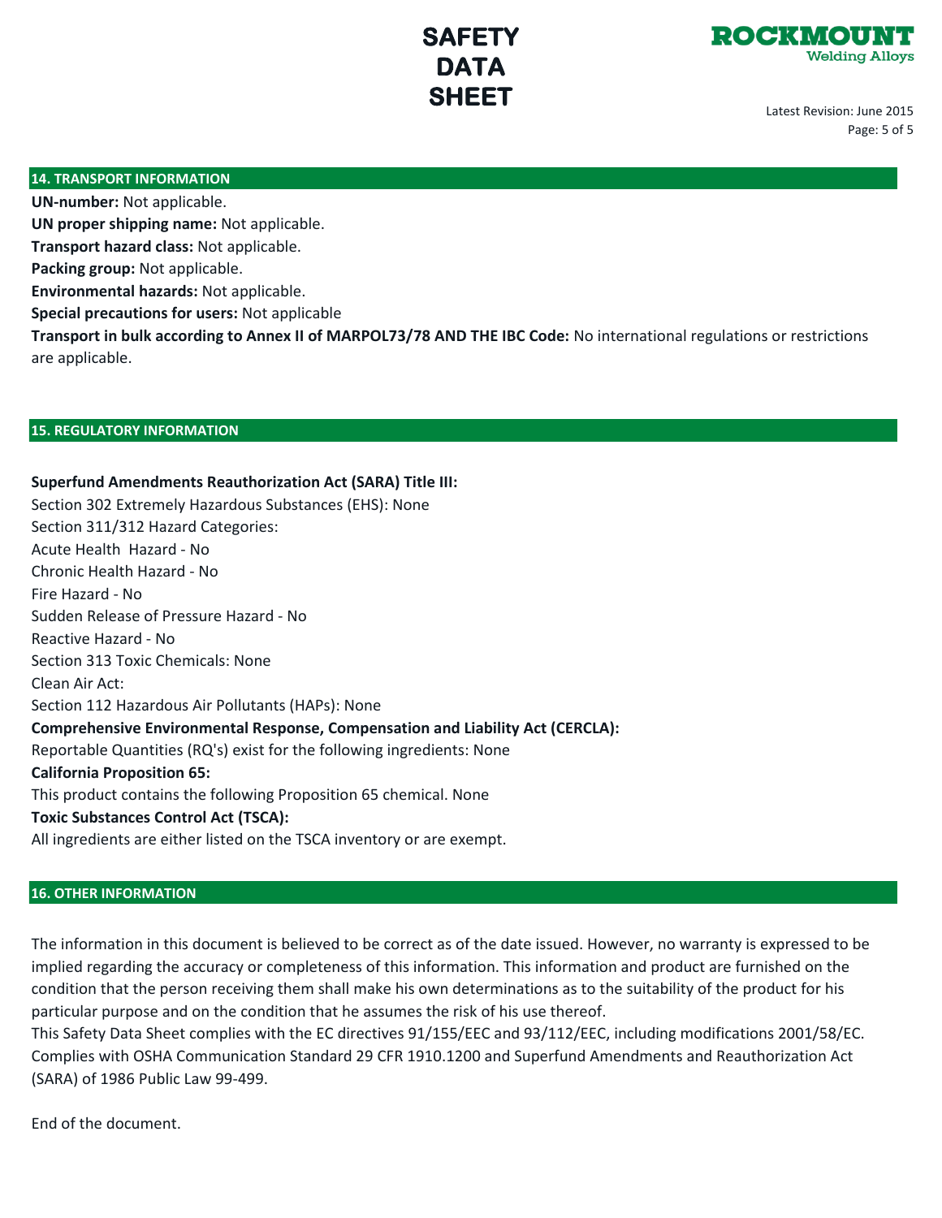## 14. TRANSPORT INFORMATION

**UN-number:** Not applicable.
**UN proper shipping name:** Not applicable.
**Transport hazard class:** Not applicable.
**Packing group:** Not applicable.
**Environmental hazards:** Not applicable.
**Special precautions for users:** Not applicable
**Transport in bulk according to Annex II of MARPOL73/78 AND THE IBC Code:** No international regulations or restrictions are applicable.

## 15. REGULATORY INFORMATION

**Superfund Amendments Reauthorization Act (SARA) Title III:**
Section 302 Extremely Hazardous Substances (EHS): None
Section 311/312 Hazard Categories:
Acute Health Hazard - No
Chronic Health Hazard - No
Fire Hazard - No
Sudden Release of Pressure Hazard - No
Reactive Hazard - No
Section 313 Toxic Chemicals: None
Clean Air Act:
Section 112 Hazardous Air Pollutants (HAPs): None
**Comprehensive Environmental Response, Compensation and Liability Act (CERCLA):**
Reportable Quantities (RQ's) exist for the following ingredients: None
**California Proposition 65:**
This product contains the following Proposition 65 chemical. None
**Toxic Substances Control Act (TSCA):**
All ingredients are either listed on the TSCA inventory or are exempt.

## 16. OTHER INFORMATION

The information in this document is believed to be correct as of the date issued. However, no warranty is expressed to be implied regarding the accuracy or completeness of this information. This information and product are furnished on the condition that the person receiving them shall make his own determinations as to the suitability of the product for his particular purpose and on the condition that he assumes the risk of his use thereof.
This Safety Data Sheet complies with the EC directives 91/155/EEC and 93/112/EEC, including modifications 2001/58/EC. Complies with OSHA Communication Standard 29 CFR 1910.1200 and Superfund Amendments and Reauthorization Act (SARA) of 1986 Public Law 99-499.

End of the document.